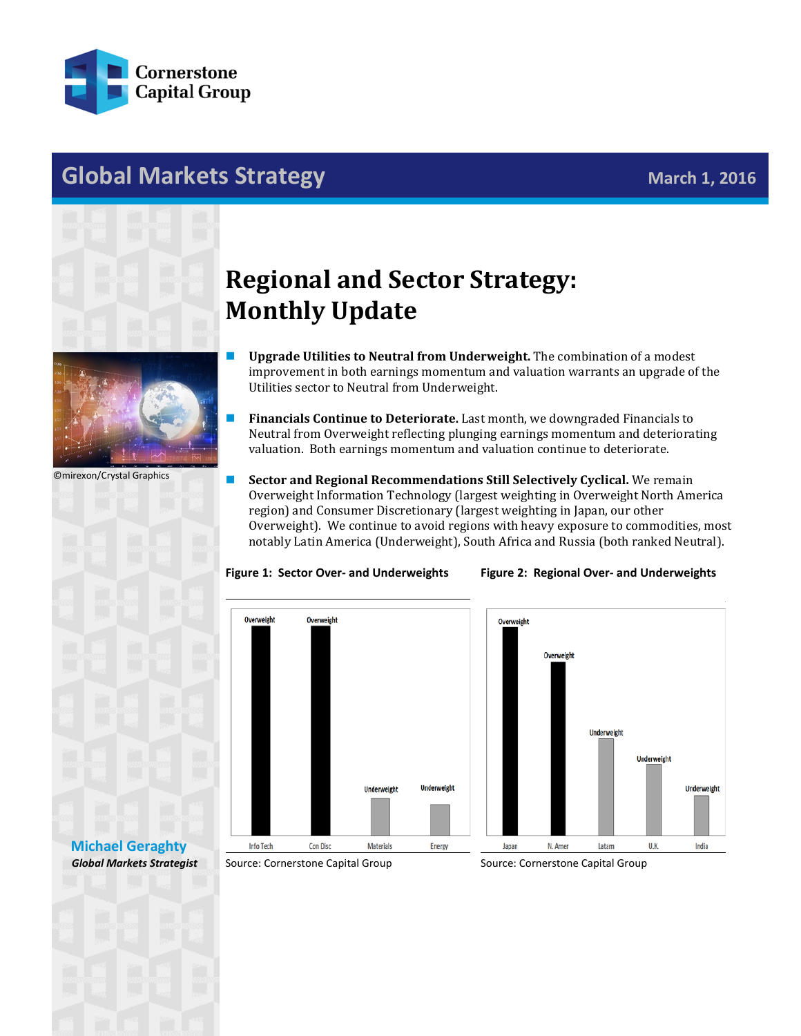Cornerstone Capital Group

# Global Markets Strategy

March 1, 2016

# Regional and Sector Strategy: Monthly Update

©mirexon/Crystal Graphics

- **Upgrade Utilities to Neutral from Underweight.** The combination of a modest improvement in both earnings momentum and valuation warrants an upgrade of the Utilities sector to Neutral from Underweight.
- **Financials Continue to Deteriorate.** Last month, we downgraded Financials to Neutral from Overweight reflecting plunging earnings momentum and deteriorating valuation. Both earnings momentum and valuation continue to deteriorate.
- **Sector and Regional Recommendations Still Selectively Cyclical.** We remain Overweight Information Technology (largest weighting in Overweight North America region) and Consumer Discretionary (largest weighting in Japan, our other Overweight). We continue to avoid regions with heavy exposure to commodities, most notably Latin America (Underweight), South Africa and Russia (both ranked Neutral).

**Figure 1: Sector Over- and Underweights**

| Sector | Recommendation |
| --- | --- |
| Info Tech | Overweight |
| Con Disc | Overweight |
| Materials | Underweight |
| Energy | Underweight |

Source: Cornerstone Capital Group

**Figure 2: Regional Over- and Underweights**

| Region | Recommendation |
| --- | --- |
| Japan | Overweight |
| N. Amer | Overweight |
| Latam | Underweight |
| U.K. | Underweight |
| India | Underweight |

Source: Cornerstone Capital Group

**Michael Geraghty**
***Global Markets Strategist***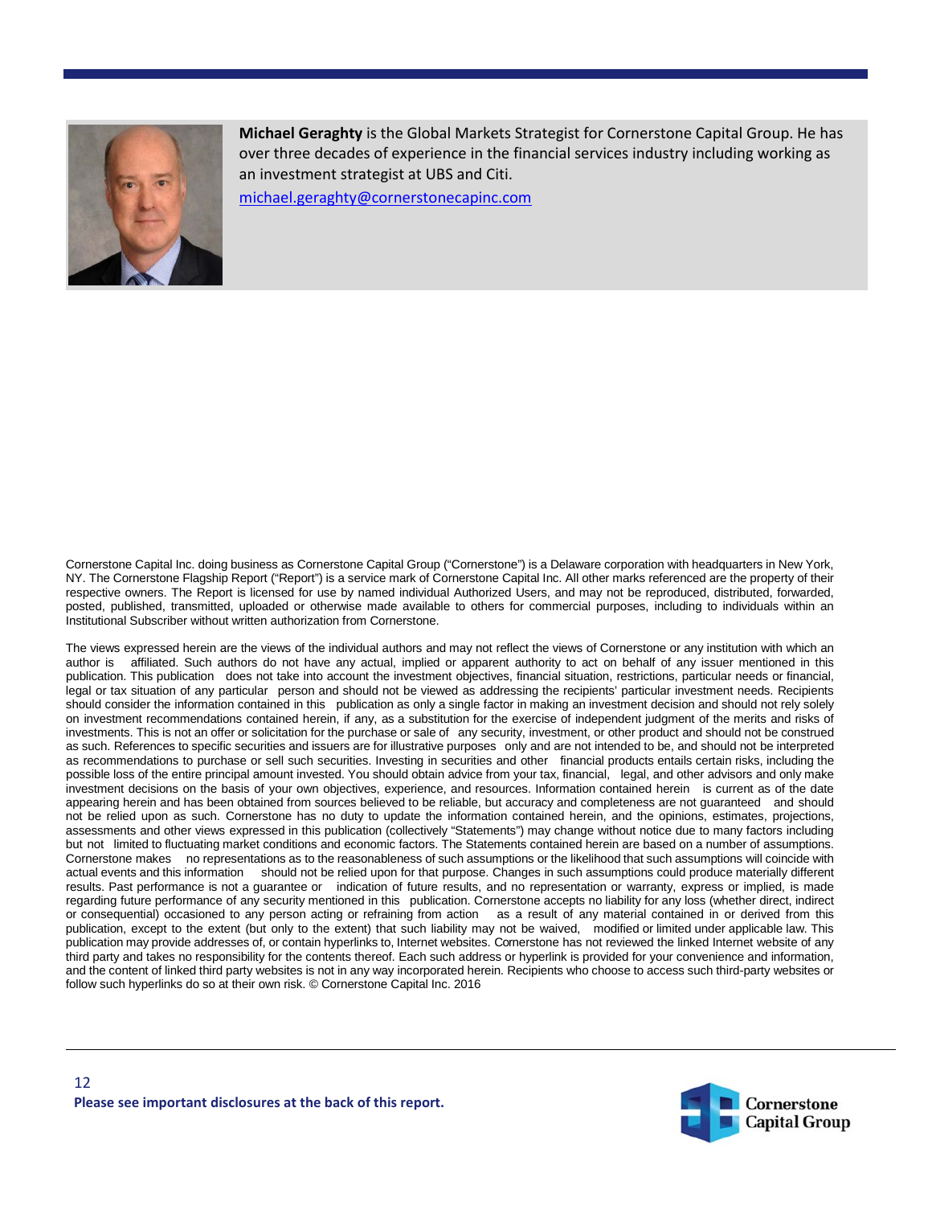**Michael Geraghty** is the Global Markets Strategist for Cornerstone Capital Group. He has over three decades of experience in the financial services industry including working as an investment strategist at UBS and Citi.

michael.geraghty@cornerstonecapinc.com

Cornerstone Capital Inc. doing business as Cornerstone Capital Group ("Cornerstone") is a Delaware corporation with headquarters in New York, NY. The Cornerstone Flagship Report ("Report") is a service mark of Cornerstone Capital Inc. All other marks referenced are the property of their respective owners. The Report is licensed for use by named individual Authorized Users, and may not be reproduced, distributed, forwarded, posted, published, transmitted, uploaded or otherwise made available to others for commercial purposes, including to individuals within an Institutional Subscriber without written authorization from Cornerstone.

The views expressed herein are the views of the individual authors and may not reflect the views of Cornerstone or any institution with which an author is affiliated. Such authors do not have any actual, implied or apparent authority to act on behalf of any issuer mentioned in this publication. This publication does not take into account the investment objectives, financial situation, restrictions, particular needs or financial, legal or tax situation of any particular person and should not be viewed as addressing the recipients' particular investment needs. Recipients should consider the information contained in this publication as only a single factor in making an investment decision and should not rely solely on investment recommendations contained herein, if any, as a substitution for the exercise of independent judgment of the merits and risks of investments. This is not an offer or solicitation for the purchase or sale of any security, investment, or other product and should not be construed as such. References to specific securities and issuers are for illustrative purposes only and are not intended to be, and should not be interpreted as recommendations to purchase or sell such securities. Investing in securities and other financial products entails certain risks, including the possible loss of the entire principal amount invested. You should obtain advice from your tax, financial, legal, and other advisors and only make investment decisions on the basis of your own objectives, experience, and resources. Information contained herein is current as of the date appearing herein and has been obtained from sources believed to be reliable, but accuracy and completeness are not guaranteed and should not be relied upon as such. Cornerstone has no duty to update the information contained herein, and the opinions, estimates, projections, assessments and other views expressed in this publication (collectively "Statements") may change without notice due to many factors including but not limited to fluctuating market conditions and economic factors. The Statements contained herein are based on a number of assumptions. Cornerstone makes no representations as to the reasonableness of such assumptions or the likelihood that such assumptions will coincide with actual events and this information should not be relied upon for that purpose. Changes in such assumptions could produce materially different results. Past performance is not a guarantee or indication of future results, and no representation or warranty, express or implied, is made regarding future performance of any security mentioned in this publication. Cornerstone accepts no liability for any loss (whether direct, indirect or consequential) occasioned to any person acting or refraining from action as a result of any material contained in or derived from this publication, except to the extent (but only to the extent) that such liability may not be waived, modified or limited under applicable law. This publication may provide addresses of, or contain hyperlinks to, Internet websites. Cornerstone has not reviewed the linked Internet website of any third party and takes no responsibility for the contents thereof. Each such address or hyperlink is provided for your convenience and information, and the content of linked third party websites is not in any way incorporated herein. Recipients who choose to access such third-party websites or follow such hyperlinks do so at their own risk. © Cornerstone Capital Inc. 2016